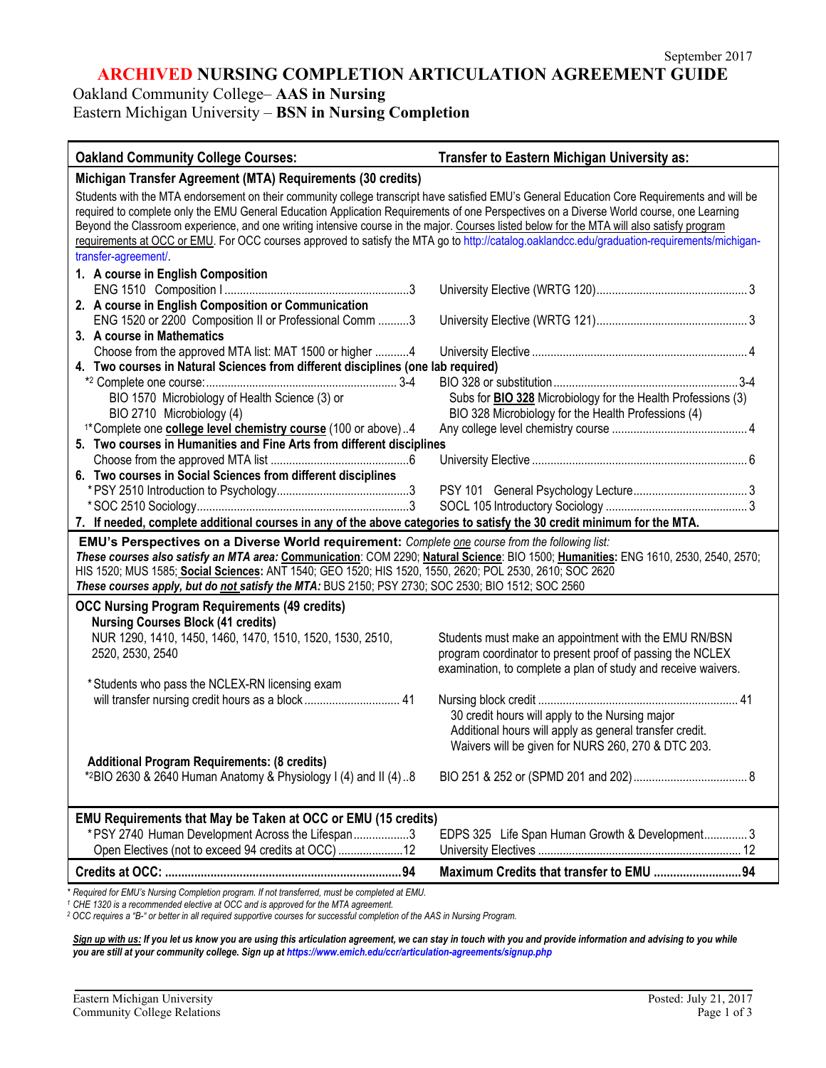September 2017

# ARCHIVED NURSING COMPLETION ARTICULATION AGREEMENT GUIDE

Oakland Community College– **AAS in Nursing**
Eastern Michigan University – **BSN in Nursing Completion**

| Oakland Community College Courses: | Transfer to Eastern Michigan University as: |
|---|---|
| **Michigan Transfer Agreement (MTA) Requirements (30 credits)** | |
| Students with the MTA endorsement on their community college transcript have satisfied EMU's General Education Core Requirements and will be required to complete only the EMU General Education Application Requirements of one Perspectives on a Diverse World course, one Learning Beyond the Classroom experience, and one writing intensive course in the major. Courses listed below for the MTA will also satisfy program requirements at OCC or EMU. For OCC courses approved to satisfy the MTA go to http://catalog.oaklandcc.edu/graduation-requirements/michigan-transfer-agreement/. | |
| **1. A course in English Composition** | |
| ENG 1510 Composition I ........ 3 | University Elective (WRTG 120) ........ 3 |
| **2. A course in English Composition or Communication** | |
| ENG 1520 or 2200 Composition II or Professional Comm ........ 3 | University Elective (WRTG 121) ........ 3 |
| **3. A course in Mathematics** | |
| Choose from the approved MTA list: MAT 1500 or higher ........ 4 | University Elective ........ 4 |
| **4. Two courses in Natural Sciences from different disciplines (one lab required)** | |
| *[2] Complete one course: ........ 3-4 | BIO 328 or substitution ........ 3-4 |
| BIO 1570 Microbiology of Health Science (3) or | Subs for **BIO 328** Microbiology for the Health Professions (3) |
| BIO 2710 Microbiology (4) | BIO 328 Microbiology for the Health Professions (4) |
| [1]*Complete one **college level chemistry course** (100 or above) .. 4 | Any college level chemistry course ........ 4 |
| **5. Two courses in Humanities and Fine Arts from different disciplines** | |
| Choose from the approved MTA list ........ 6 | University Elective ........ 6 |
| **6. Two courses in Social Sciences from different disciplines** | |
| *PSY 2510 Introduction to Psychology ........ 3 | PSY 101 General Psychology Lecture ........ 3 |
| *SOC 2510 Sociology ........ 3 | SOCL 105 Introductory Sociology ........ 3 |
| **7. If needed, complete additional courses in any of the above categories to satisfy the 30 credit minimum for the MTA.** | |
| **EMU's Perspectives on a Diverse World requirement:** *Complete one course from the following list:* ***These courses also satisfy an MTA area:*** **Communication**: COM 2290; **Natural Science**: BIO 1500; **Humanities:** ENG 1610, 2530, 2540, 2570; HIS 1520; MUS 1585; **Social Sciences:** ANT 1540; GEO 1520; HIS 1520, 1550, 2620; POL 2530, 2610; SOC 2620 ***These courses apply, but do not satisfy the MTA:*** BUS 2150; PSY 2730; SOC 2530; BIO 1512; SOC 2560 | |
| **OCC Nursing Program Requirements (49 credits)** | |
| **Nursing Courses Block (41 credits)** | |
| NUR 1290, 1410, 1450, 1460, 1470, 1510, 1520, 1530, 2510, 2520, 2530, 2540 | Students must make an appointment with the EMU RN/BSN program coordinator to present proof of passing the NCLEX examination, to complete a plan of study and receive waivers. |
| *Students who pass the NCLEX-RN licensing exam will transfer nursing credit hours as a block ........ 41 | Nursing block credit ........ 41<br>30 credit hours will apply to the Nursing major<br>Additional hours will apply as general transfer credit.<br>Waivers will be given for NURS 260, 270 & DTC 203. |
| **Additional Program Requirements: (8 credits)** | |
| *[2]BIO 2630 & 2640 Human Anatomy & Physiology I (4) and II (4) .. 8 | BIO 251 & 252 or (SPMD 201 and 202) ........ 8 |
| **EMU Requirements that May be Taken at OCC or EMU (15 credits)** | |
| *PSY 2740 Human Development Across the Lifespan ........ 3 | EDPS 325 Life Span Human Growth & Development ........ 3 |
| Open Electives (not to exceed 94 credits at OCC) ........ 12 | University Electives ........ 12 |
| **Credits at OCC: ........ 94** | **Maximum Credits that transfer to EMU ........ 94** |

*\* Required for EMU's Nursing Completion program. If not transferred, must be completed at EMU.*
*[1] CHE 1320 is a recommended elective at OCC and is approved for the MTA agreement.*
*[2] OCC requires a "B-" or better in all required supportive courses for successful completion of the AAS in Nursing Program.*

***Sign up with us:** If you let us know you are using this articulation agreement, we can stay in touch with you and provide information and advising to you while you are still at your community college. Sign up at https://www.emich.edu/ccr/articulation-agreements/signup.php*

Eastern Michigan University
Community College Relations

Posted: July 21, 2017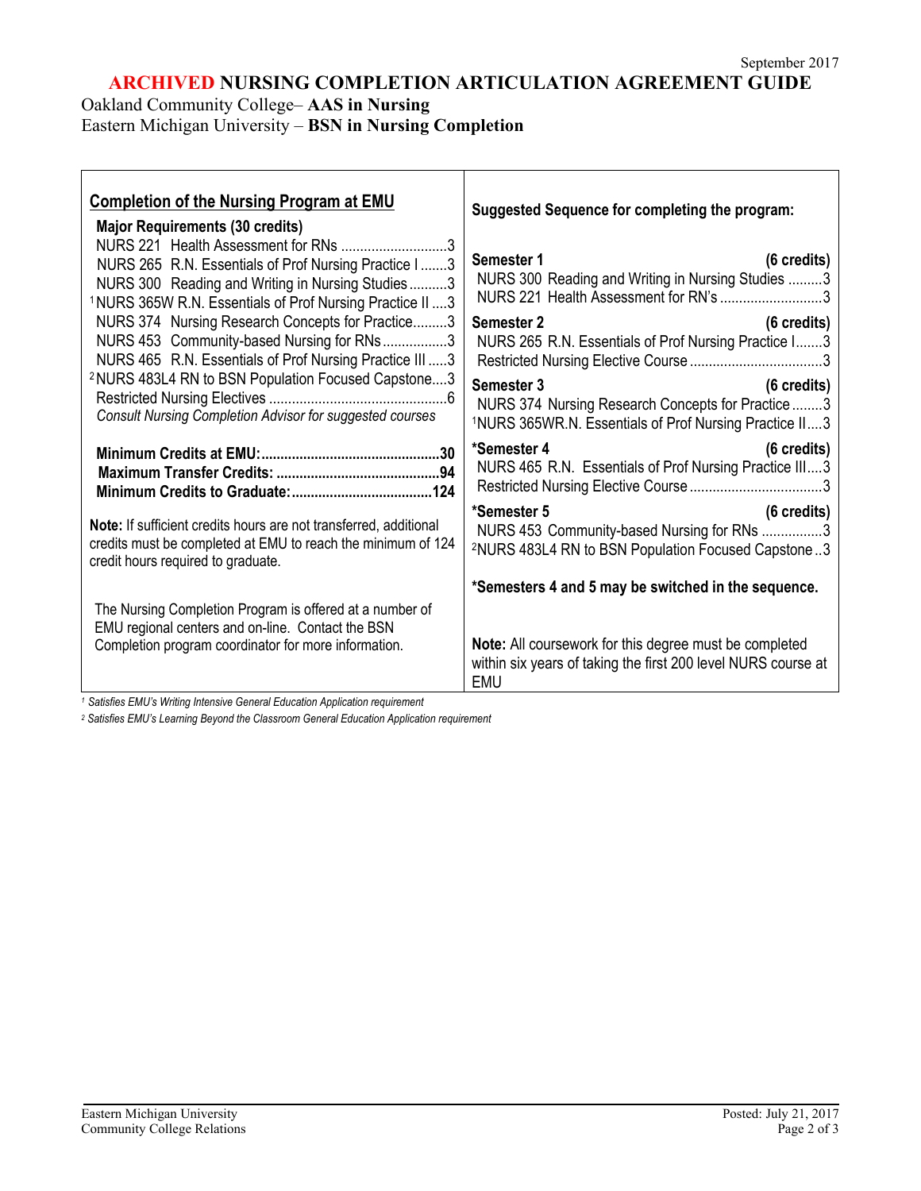September 2017

# ARCHIVED NURSING COMPLETION ARTICULATION AGREEMENT GUIDE

Oakland Community College– **AAS in Nursing**
Eastern Michigan University – **BSN in Nursing Completion**

## Completion of the Nursing Program at EMU

**Major Requirements (30 credits)**

- NURS 221 Health Assessment for RNs ............................3
- NURS 265 R.N. Essentials of Prof Nursing Practice I .......3
- NURS 300 Reading and Writing in Nursing Studies ..........3
- [1]NURS 365W R.N. Essentials of Prof Nursing Practice II ....3
- NURS 374 Nursing Research Concepts for Practice.........3
- NURS 453 Community-based Nursing for RNs.................3
- NURS 465 R.N. Essentials of Prof Nursing Practice III .....3
- [2]NURS 483L4 RN to BSN Population Focused Capstone....3
- Restricted Nursing Electives ..............................................6

*Consult Nursing Completion Advisor for suggested courses*

**Minimum Credits at EMU:...............................................30**
**Maximum Transfer Credits: ...........................................94**
**Minimum Credits to Graduate:.....................................124**

**Note:** If sufficient credits hours are not transferred, additional credits must be completed at EMU to reach the minimum of 124 credit hours required to graduate.

The Nursing Completion Program is offered at a number of EMU regional centers and on-line. Contact the BSN Completion program coordinator for more information.

## Suggested Sequence for completing the program:

**Semester 1 (6 credits)**
- NURS 300 Reading and Writing in Nursing Studies .........3
- NURS 221 Health Assessment for RN's ...........................3

**Semester 2 (6 credits)**
- NURS 265 R.N. Essentials of Prof Nursing Practice I.......3
- Restricted Nursing Elective Course ..................................3

**Semester 3 (6 credits)**
- NURS 374 Nursing Research Concepts for Practice ........3
- [1]NURS 365WR.N. Essentials of Prof Nursing Practice II....3

**\*Semester 4 (6 credits)**
- NURS 465 R.N. Essentials of Prof Nursing Practice III....3
- Restricted Nursing Elective Course ..................................3

**\*Semester 5 (6 credits)**
- NURS 453 Community-based Nursing for RNs ................3
- [2]NURS 483L4 RN to BSN Population Focused Capstone ..3

**\*Semesters 4 and 5 may be switched in the sequence.**

**Note:** All coursework for this degree must be completed within six years of taking the first 200 level NURS course at EMU

[1] *Satisfies EMU's Writing Intensive General Education Application requirement*

[2] *Satisfies EMU's Learning Beyond the Classroom General Education Application requirement*

Eastern Michigan University
Community College Relations

Posted: July 21, 2017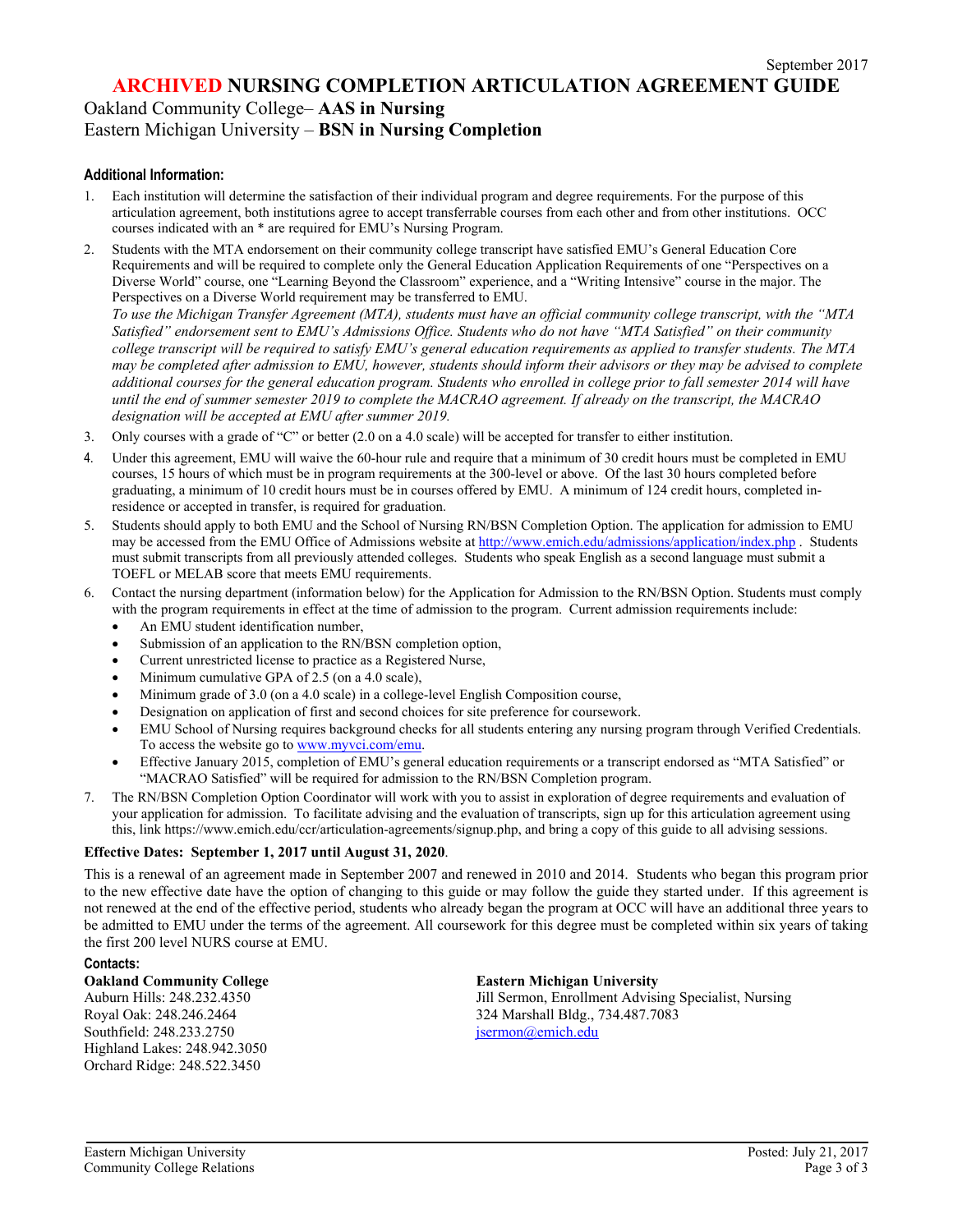September 2017

# ARCHIVED NURSING COMPLETION ARTICULATION AGREEMENT GUIDE

## Oakland Community College– **AAS in Nursing**
## Eastern Michigan University – **BSN in Nursing Completion**

### Additional Information:

1. Each institution will determine the satisfaction of their individual program and degree requirements. For the purpose of this articulation agreement, both institutions agree to accept transferrable courses from each other and from other institutions. OCC courses indicated with an * are required for EMU's Nursing Program.
2. Students with the MTA endorsement on their community college transcript have satisfied EMU's General Education Core Requirements and will be required to complete only the General Education Application Requirements of one "Perspectives on a Diverse World" course, one "Learning Beyond the Classroom" experience, and a "Writing Intensive" course in the major. The Perspectives on a Diverse World requirement may be transferred to EMU.
   *To use the Michigan Transfer Agreement (MTA), students must have an official community college transcript, with the "MTA Satisfied" endorsement sent to EMU's Admissions Office. Students who do not have "MTA Satisfied" on their community college transcript will be required to satisfy EMU's general education requirements as applied to transfer students. The MTA may be completed after admission to EMU, however, students should inform their advisors or they may be advised to complete additional courses for the general education program. Students who enrolled in college prior to fall semester 2014 will have until the end of summer semester 2019 to complete the MACRAO agreement. If already on the transcript, the MACRAO designation will be accepted at EMU after summer 2019.*
3. Only courses with a grade of "C" or better (2.0 on a 4.0 scale) will be accepted for transfer to either institution.
4. Under this agreement, EMU will waive the 60-hour rule and require that a minimum of 30 credit hours must be completed in EMU courses, 15 hours of which must be in program requirements at the 300-level or above. Of the last 30 hours completed before graduating, a minimum of 10 credit hours must be in courses offered by EMU. A minimum of 124 credit hours, completed in-residence or accepted in transfer, is required for graduation.
5. Students should apply to both EMU and the School of Nursing RN/BSN Completion Option. The application for admission to EMU may be accessed from the EMU Office of Admissions website at http://www.emich.edu/admissions/application/index.php . Students must submit transcripts from all previously attended colleges. Students who speak English as a second language must submit a TOEFL or MELAB score that meets EMU requirements.
6. Contact the nursing department (information below) for the Application for Admission to the RN/BSN Option. Students must comply with the program requirements in effect at the time of admission to the program. Current admission requirements include:
   - An EMU student identification number,
   - Submission of an application to the RN/BSN completion option,
   - Current unrestricted license to practice as a Registered Nurse,
   - Minimum cumulative GPA of 2.5 (on a 4.0 scale),
   - Minimum grade of 3.0 (on a 4.0 scale) in a college-level English Composition course,
   - Designation on application of first and second choices for site preference for coursework.
   - EMU School of Nursing requires background checks for all students entering any nursing program through Verified Credentials. To access the website go to www.myvci.com/emu.
   - Effective January 2015, completion of EMU's general education requirements or a transcript endorsed as "MTA Satisfied" or "MACRAO Satisfied" will be required for admission to the RN/BSN Completion program.
7. The RN/BSN Completion Option Coordinator will work with you to assist in exploration of degree requirements and evaluation of your application for admission. To facilitate advising and the evaluation of transcripts, sign up for this articulation agreement using this, link https://www.emich.edu/ccr/articulation-agreements/signup.php, and bring a copy of this guide to all advising sessions.

**Effective Dates: September 1, 2017 until August 31, 2020**.

This is a renewal of an agreement made in September 2007 and renewed in 2010 and 2014. Students who began this program prior to the new effective date have the option of changing to this guide or may follow the guide they started under. If this agreement is not renewed at the end of the effective period, students who already began the program at OCC will have an additional three years to be admitted to EMU under the terms of the agreement. All coursework for this degree must be completed within six years of taking the first 200 level NURS course at EMU.

### Contacts:

**Oakland Community College**
Auburn Hills: 248.232.4350
Royal Oak: 248.246.2464
Southfield: 248.233.2750
Highland Lakes: 248.942.3050
Orchard Ridge: 248.522.3450

**Eastern Michigan University**
Jill Sermon, Enrollment Advising Specialist, Nursing
324 Marshall Bldg., 734.487.7083
jsermon@emich.edu

Eastern Michigan University
Community College Relations

Posted: July 21, 2017